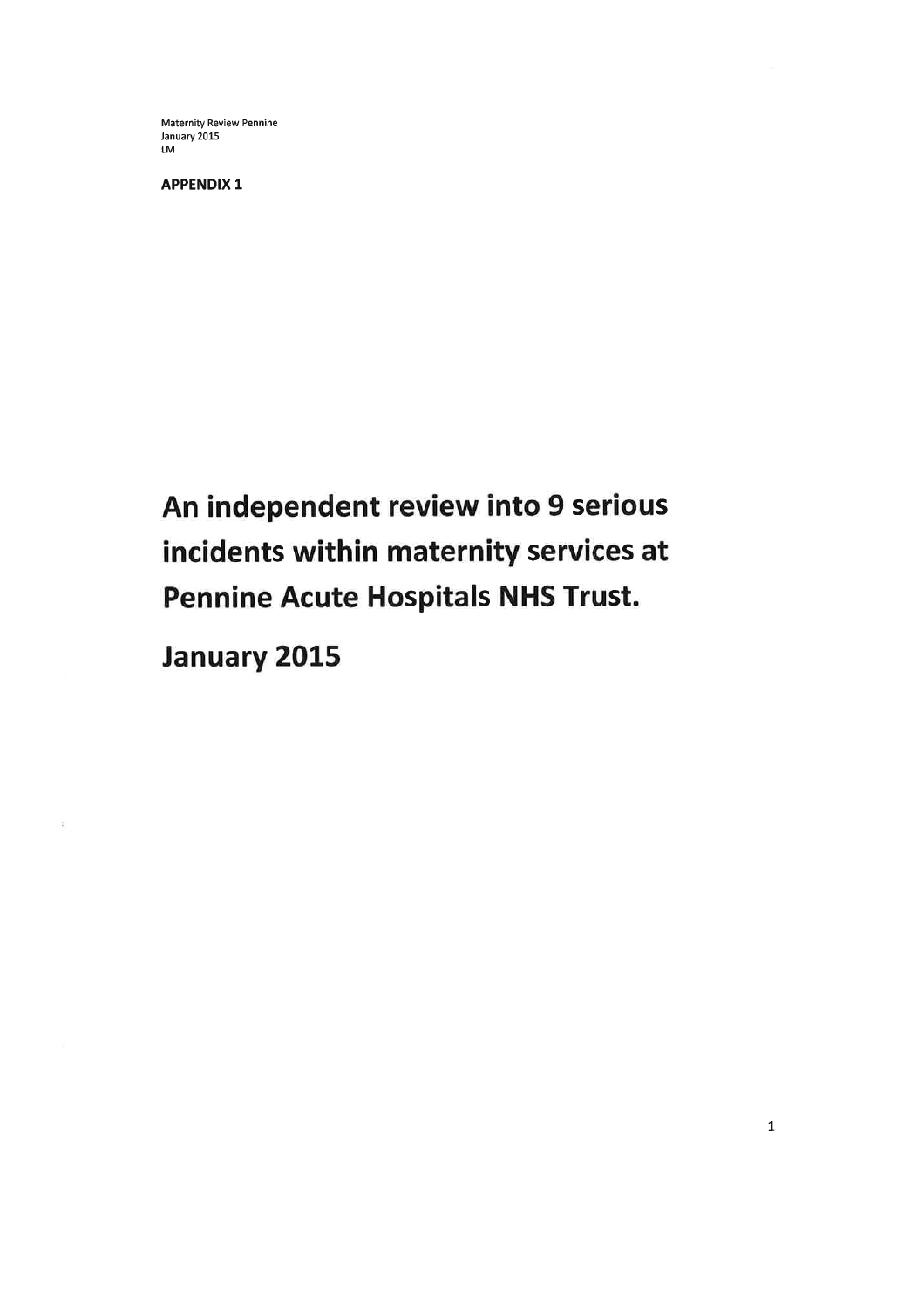Maternity Review Pennine
January 2015
LM

**APPENDIX 1**

# An independent review into 9 serious incidents within maternity services at Pennine Acute Hospitals NHS Trust.

## January 2015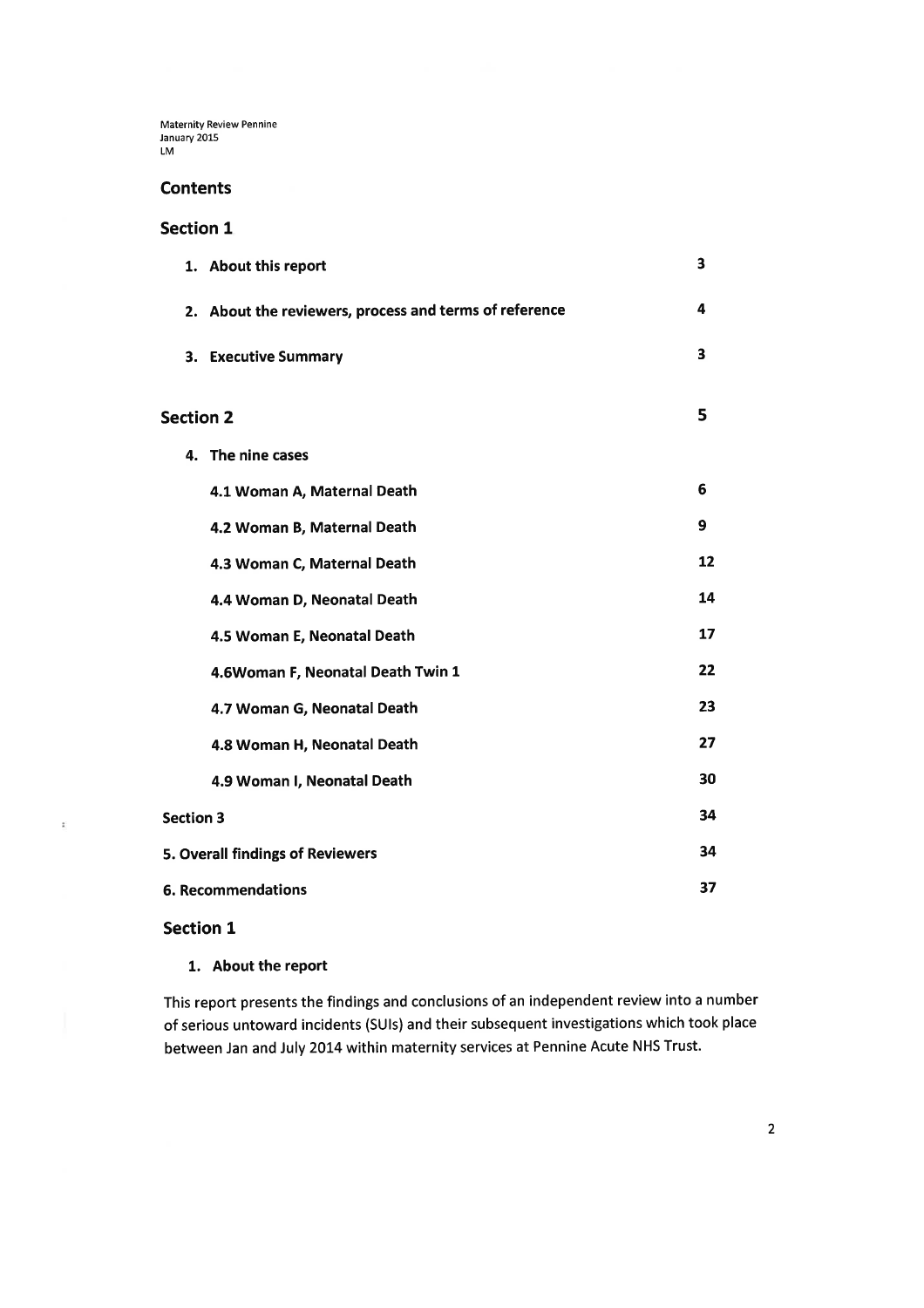Maternity Review Pennine
January 2015
LM

## Contents

## Section 1

| | |
|---|---|
| **1. About this report** | **3** |
| **2. About the reviewers, process and terms of reference** | **4** |
| **3. Executive Summary** | **3** |
| **Section 2** | **5** |
| **4. The nine cases** | |
| **4.1 Woman A, Maternal Death** | **6** |
| **4.2 Woman B, Maternal Death** | **9** |
| **4.3 Woman C, Maternal Death** | **12** |
| **4.4 Woman D, Neonatal Death** | **14** |
| **4.5 Woman E, Neonatal Death** | **17** |
| **4.6Woman F, Neonatal Death Twin 1** | **22** |
| **4.7 Woman G, Neonatal Death** | **23** |
| **4.8 Woman H, Neonatal Death** | **27** |
| **4.9 Woman I, Neonatal Death** | **30** |
| **Section 3** | **34** |
| **5. Overall findings of Reviewers** | **34** |
| **6. Recommendations** | **37** |

## Section 1

### 1. About the report

This report presents the findings and conclusions of an independent review into a number of serious untoward incidents (SUIs) and their subsequent investigations which took place between Jan and July 2014 within maternity services at Pennine Acute NHS Trust.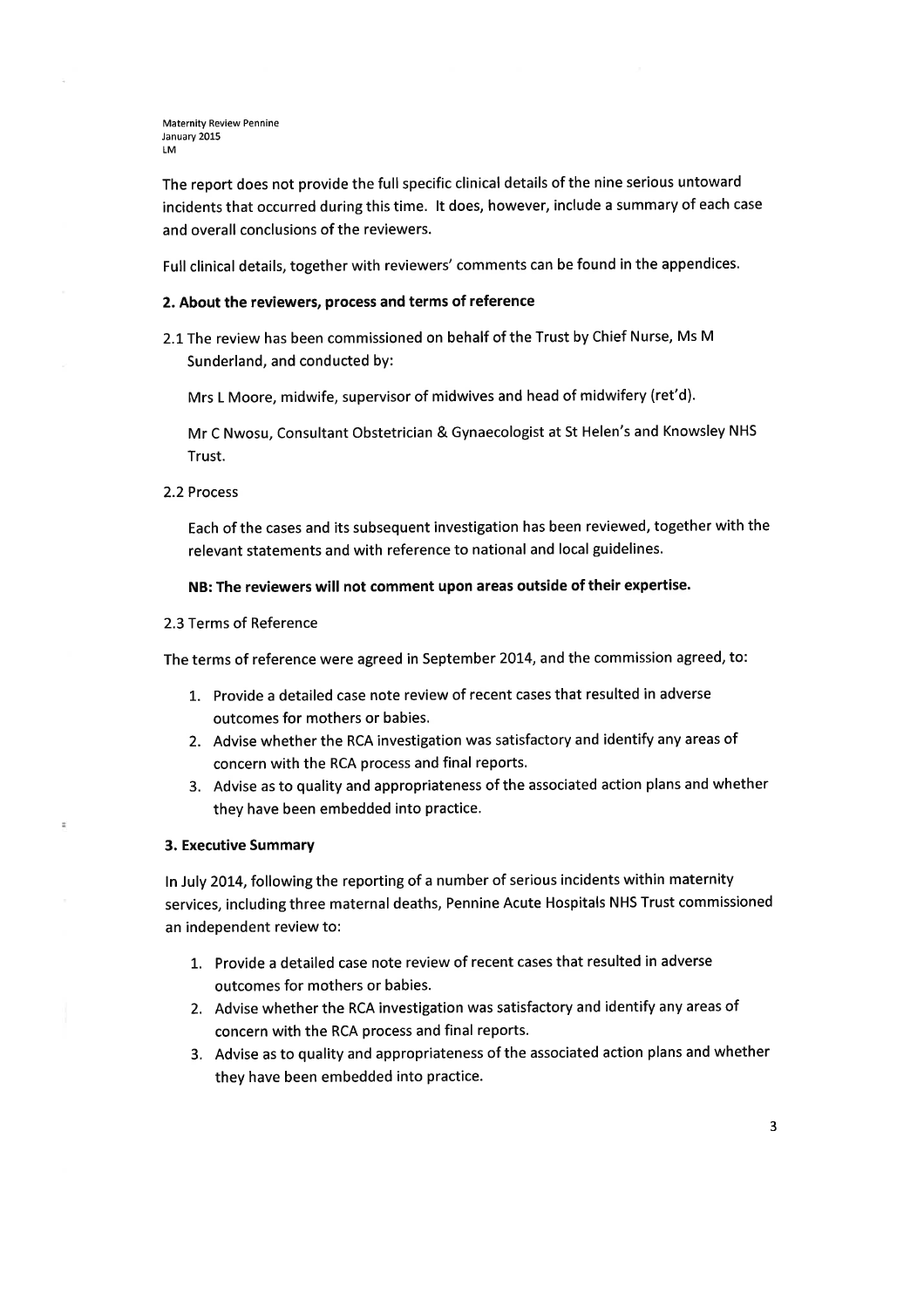The report does not provide the full specific clinical details of the nine serious untoward incidents that occurred during this time. It does, however, include a summary of each case and overall conclusions of the reviewers.

Full clinical details, together with reviewers' comments can be found in the appendices.

## 2. About the reviewers, process and terms of reference

2.1 The review has been commissioned on behalf of the Trust by Chief Nurse, Ms M Sunderland, and conducted by:

Mrs L Moore, midwife, supervisor of midwives and head of midwifery (ret'd).

Mr C Nwosu, Consultant Obstetrician & Gynaecologist at St Helen's and Knowsley NHS Trust.

2.2 Process

Each of the cases and its subsequent investigation has been reviewed, together with the relevant statements and with reference to national and local guidelines.

**NB: The reviewers will not comment upon areas outside of their expertise.**

2.3 Terms of Reference

The terms of reference were agreed in September 2014, and the commission agreed, to:

1. Provide a detailed case note review of recent cases that resulted in adverse outcomes for mothers or babies.
2. Advise whether the RCA investigation was satisfactory and identify any areas of concern with the RCA process and final reports.
3. Advise as to quality and appropriateness of the associated action plans and whether they have been embedded into practice.

## 3. Executive Summary

In July 2014, following the reporting of a number of serious incidents within maternity services, including three maternal deaths, Pennine Acute Hospitals NHS Trust commissioned an independent review to:

1. Provide a detailed case note review of recent cases that resulted in adverse outcomes for mothers or babies.
2. Advise whether the RCA investigation was satisfactory and identify any areas of concern with the RCA process and final reports.
3. Advise as to quality and appropriateness of the associated action plans and whether they have been embedded into practice.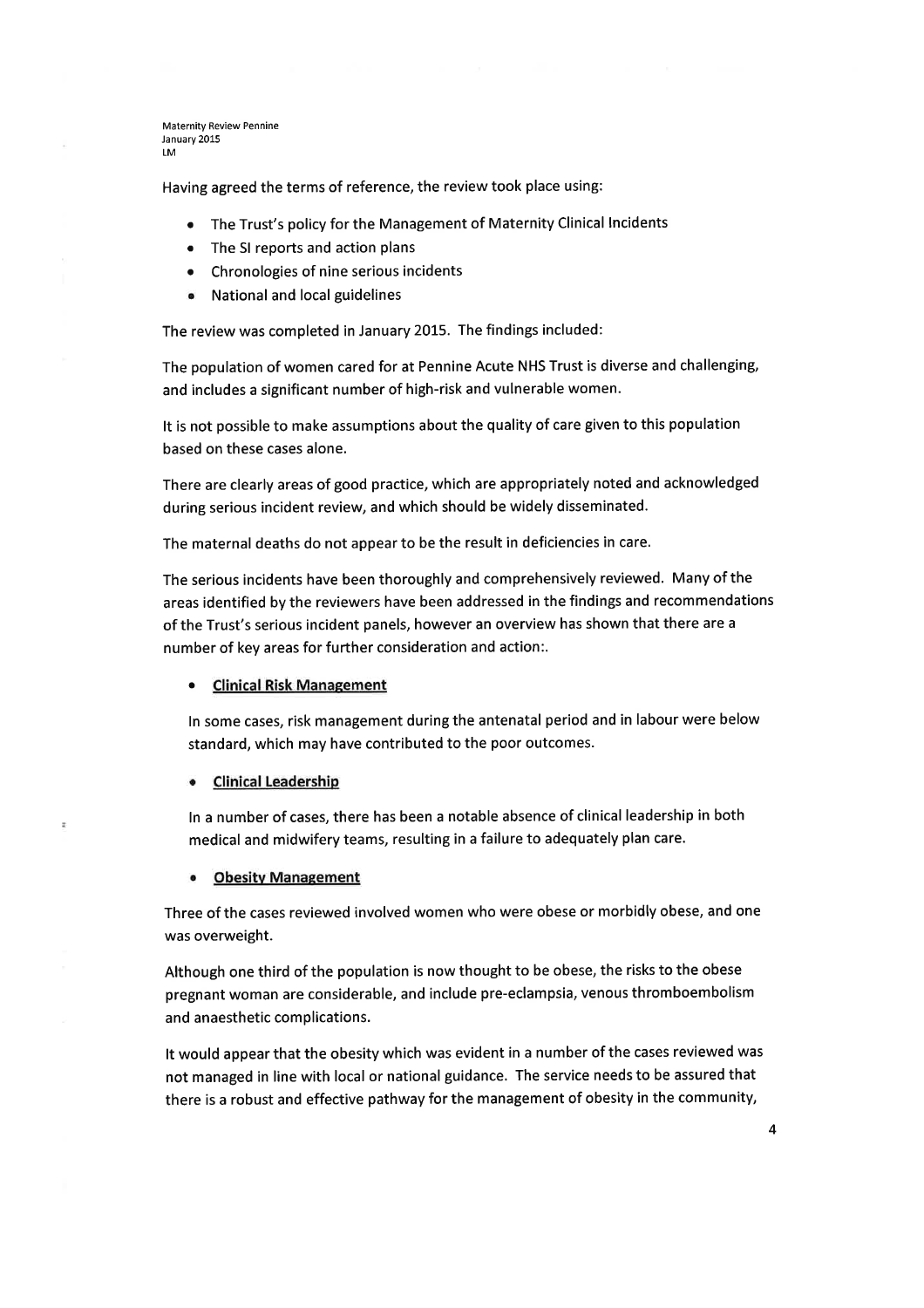Having agreed the terms of reference, the review took place using:

- The Trust's policy for the Management of Maternity Clinical Incidents
- The SI reports and action plans
- Chronologies of nine serious incidents
- National and local guidelines

The review was completed in January 2015. The findings included:

The population of women cared for at Pennine Acute NHS Trust is diverse and challenging, and includes a significant number of high-risk and vulnerable women.

It is not possible to make assumptions about the quality of care given to this population based on these cases alone.

There are clearly areas of good practice, which are appropriately noted and acknowledged during serious incident review, and which should be widely disseminated.

The maternal deaths do not appear to be the result in deficiencies in care.

The serious incidents have been thoroughly and comprehensively reviewed. Many of the areas identified by the reviewers have been addressed in the findings and recommendations of the Trust's serious incident panels, however an overview has shown that there are a number of key areas for further consideration and action:.

- **Clinical Risk Management**

  In some cases, risk management during the antenatal period and in labour were below standard, which may have contributed to the poor outcomes.

- **Clinical Leadership**

  In a number of cases, there has been a notable absence of clinical leadership in both medical and midwifery teams, resulting in a failure to adequately plan care.

- **Obesity Management**

Three of the cases reviewed involved women who were obese or morbidly obese, and one was overweight.

Although one third of the population is now thought to be obese, the risks to the obese pregnant woman are considerable, and include pre-eclampsia, venous thromboembolism and anaesthetic complications.

It would appear that the obesity which was evident in a number of the cases reviewed was not managed in line with local or national guidance. The service needs to be assured that there is a robust and effective pathway for the management of obesity in the community,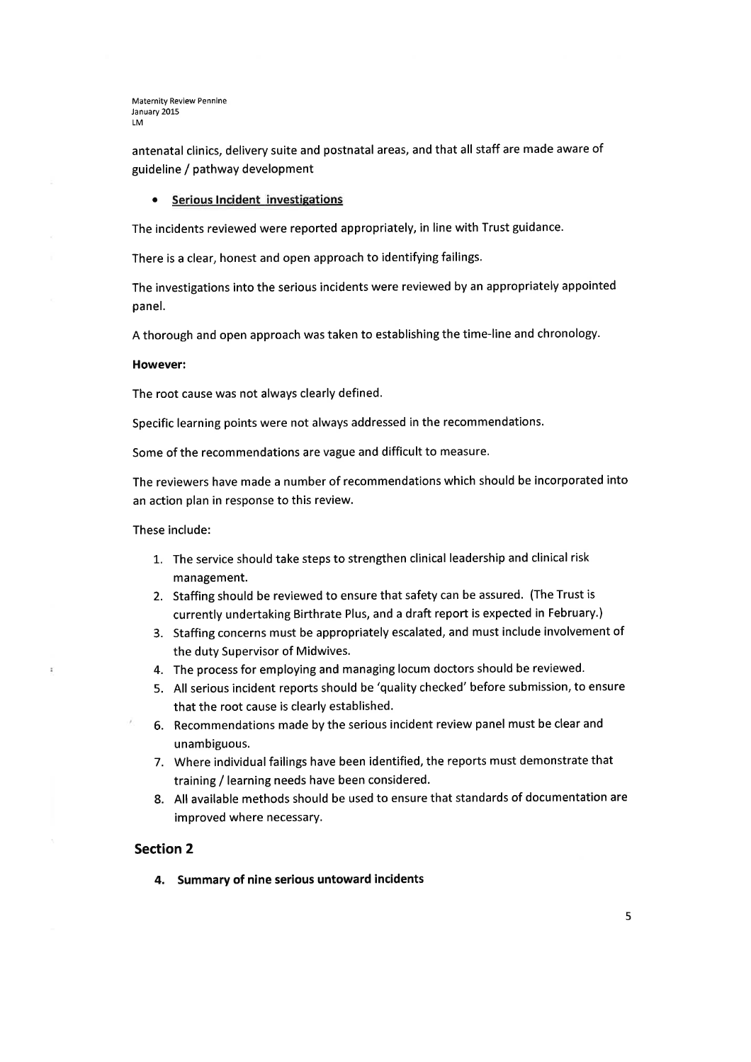antenatal clinics, delivery suite and postnatal areas, and that all staff are made aware of guideline / pathway development

- **Serious Incident investigations**

The incidents reviewed were reported appropriately, in line with Trust guidance.

There is a clear, honest and open approach to identifying failings.

The investigations into the serious incidents were reviewed by an appropriately appointed panel.

A thorough and open approach was taken to establishing the time-line and chronology.

**However:**

The root cause was not always clearly defined.

Specific learning points were not always addressed in the recommendations.

Some of the recommendations are vague and difficult to measure.

The reviewers have made a number of recommendations which should be incorporated into an action plan in response to this review.

These include:

1. The service should take steps to strengthen clinical leadership and clinical risk management.
2. Staffing should be reviewed to ensure that safety can be assured. (The Trust is currently undertaking Birthrate Plus, and a draft report is expected in February.)
3. Staffing concerns must be appropriately escalated, and must include involvement of the duty Supervisor of Midwives.
4. The process for employing and managing locum doctors should be reviewed.
5. All serious incident reports should be 'quality checked' before submission, to ensure that the root cause is clearly established.
6. Recommendations made by the serious incident review panel must be clear and unambiguous.
7. Where individual failings have been identified, the reports must demonstrate that training / learning needs have been considered.
8. All available methods should be used to ensure that standards of documentation are improved where necessary.

## Section 2

### 4. Summary of nine serious untoward incidents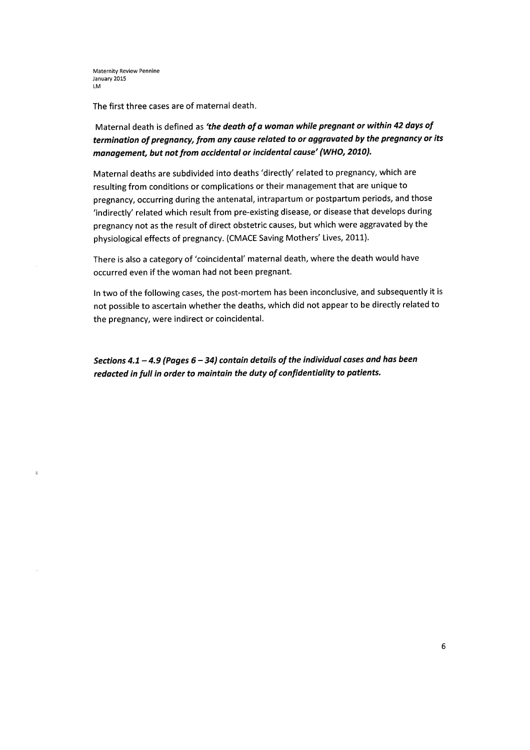The first three cases are of maternal death.

Maternal death is defined as ***'the death of a woman while pregnant or within 42 days of termination of pregnancy, from any cause related to or aggravated by the pregnancy or its management, but not from accidental or incidental cause' (WHO, 2010).***

Maternal deaths are subdivided into deaths 'directly' related to pregnancy, which are resulting from conditions or complications or their management that are unique to pregnancy, occurring during the antenatal, intrapartum or postpartum periods, and those 'indirectly' related which result from pre-existing disease, or disease that develops during pregnancy not as the result of direct obstetric causes, but which were aggravated by the physiological effects of pregnancy. (CMACE Saving Mothers' Lives, 2011).

There is also a category of 'coincidental' maternal death, where the death would have occurred even if the woman had not been pregnant.

In two of the following cases, the post-mortem has been inconclusive, and subsequently it is not possible to ascertain whether the deaths, which did not appear to be directly related to the pregnancy, were indirect or coincidental.

***Sections 4.1 – 4.9 (Pages 6 – 34) contain details of the individual cases and has been redacted in full in order to maintain the duty of confidentiality to patients.***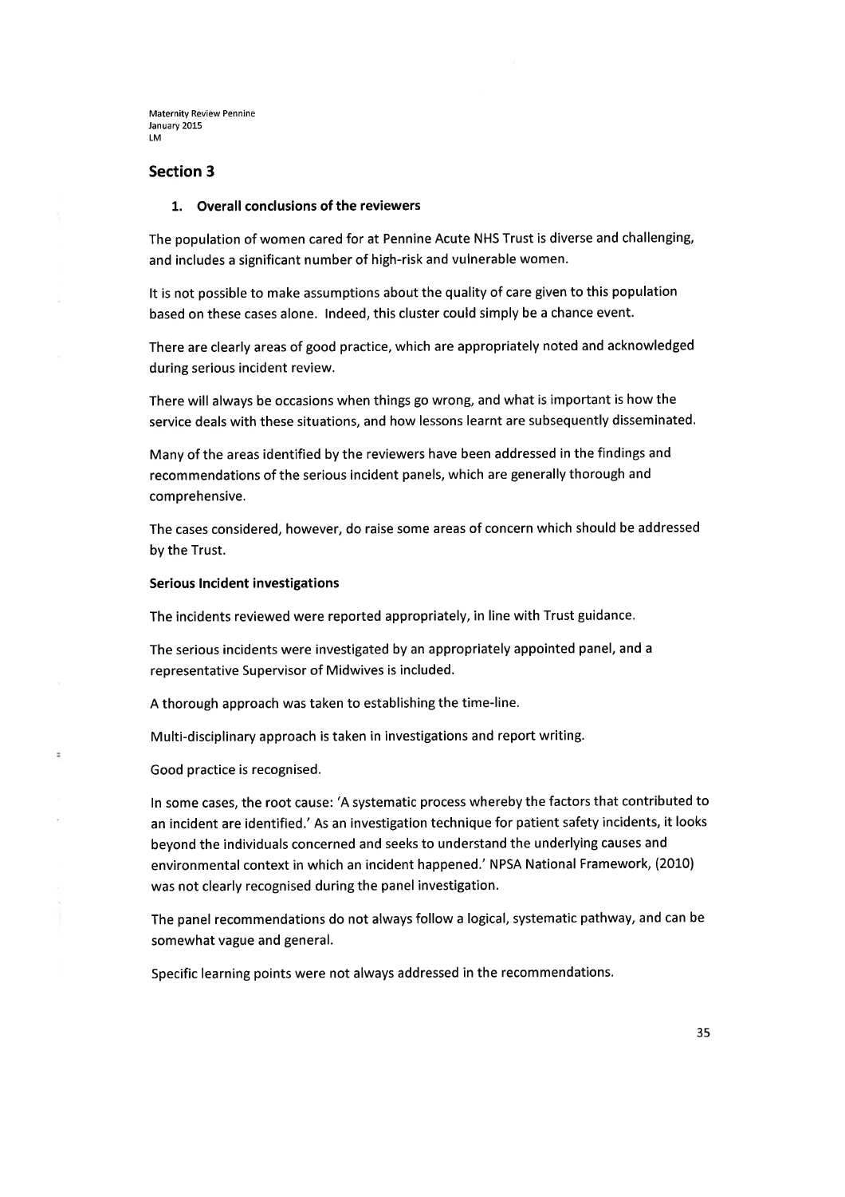## Section 3

### 1. Overall conclusions of the reviewers

The population of women cared for at Pennine Acute NHS Trust is diverse and challenging, and includes a significant number of high-risk and vulnerable women.

It is not possible to make assumptions about the quality of care given to this population based on these cases alone. Indeed, this cluster could simply be a chance event.

There are clearly areas of good practice, which are appropriately noted and acknowledged during serious incident review.

There will always be occasions when things go wrong, and what is important is how the service deals with these situations, and how lessons learnt are subsequently disseminated.

Many of the areas identified by the reviewers have been addressed in the findings and recommendations of the serious incident panels, which are generally thorough and comprehensive.

The cases considered, however, do raise some areas of concern which should be addressed by the Trust.

**Serious Incident investigations**

The incidents reviewed were reported appropriately, in line with Trust guidance.

The serious incidents were investigated by an appropriately appointed panel, and a representative Supervisor of Midwives is included.

A thorough approach was taken to establishing the time-line.

Multi-disciplinary approach is taken in investigations and report writing.

Good practice is recognised.

In some cases, the root cause: 'A systematic process whereby the factors that contributed to an incident are identified.' As an investigation technique for patient safety incidents, it looks beyond the individuals concerned and seeks to understand the underlying causes and environmental context in which an incident happened.' NPSA National Framework, (2010) was not clearly recognised during the panel investigation.

The panel recommendations do not always follow a logical, systematic pathway, and can be somewhat vague and general.

Specific learning points were not always addressed in the recommendations.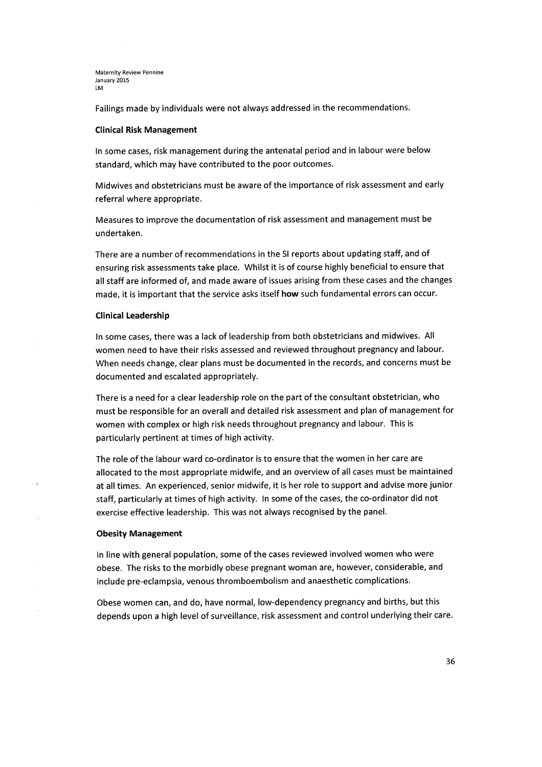Failings made by individuals were not always addressed in the recommendations.

**Clinical Risk Management**

In some cases, risk management during the antenatal period and in labour were below standard, which may have contributed to the poor outcomes.

Midwives and obstetricians must be aware of the importance of risk assessment and early referral where appropriate.

Measures to improve the documentation of risk assessment and management must be undertaken.

There are a number of recommendations in the SI reports about updating staff, and of ensuring risk assessments take place. Whilst it is of course highly beneficial to ensure that all staff are informed of, and made aware of issues arising from these cases and the changes made, it is important that the service asks itself **how** such fundamental errors can occur.

**Clinical Leadership**

In some cases, there was a lack of leadership from both obstetricians and midwives. All women need to have their risks assessed and reviewed throughout pregnancy and labour. When needs change, clear plans must be documented in the records, and concerns must be documented and escalated appropriately.

There is a need for a clear leadership role on the part of the consultant obstetrician, who must be responsible for an overall and detailed risk assessment and plan of management for women with complex or high risk needs throughout pregnancy and labour. This is particularly pertinent at times of high activity.

The role of the labour ward co-ordinator is to ensure that the women in her care are allocated to the most appropriate midwife, and an overview of all cases must be maintained at all times. An experienced, senior midwife, it is her role to support and advise more junior staff, particularly at times of high activity. In some of the cases, the co-ordinator did not exercise effective leadership. This was not always recognised by the panel.

**Obesity Management**

In line with general population, some of the cases reviewed involved women who were obese. The risks to the morbidly obese pregnant woman are, however, considerable, and include pre-eclampsia, venous thromboembolism and anaesthetic complications.

Obese women can, and do, have normal, low-dependency pregnancy and births, but this depends upon a high level of surveillance, risk assessment and control underlying their care.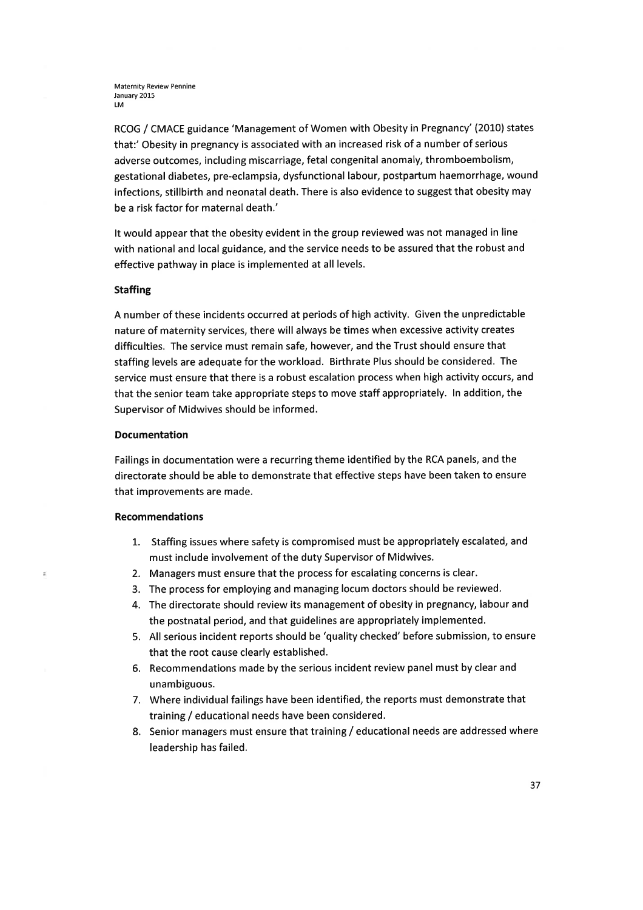RCOG / CMACE guidance 'Management of Women with Obesity in Pregnancy' (2010) states that:' Obesity in pregnancy is associated with an increased risk of a number of serious adverse outcomes, including miscarriage, fetal congenital anomaly, thromboembolism, gestational diabetes, pre-eclampsia, dysfunctional labour, postpartum haemorrhage, wound infections, stillbirth and neonatal death. There is also evidence to suggest that obesity may be a risk factor for maternal death.'

It would appear that the obesity evident in the group reviewed was not managed in line with national and local guidance, and the service needs to be assured that the robust and effective pathway in place is implemented at all levels.

**Staffing**

A number of these incidents occurred at periods of high activity. Given the unpredictable nature of maternity services, there will always be times when excessive activity creates difficulties. The service must remain safe, however, and the Trust should ensure that staffing levels are adequate for the workload. Birthrate Plus should be considered. The service must ensure that there is a robust escalation process when high activity occurs, and that the senior team take appropriate steps to move staff appropriately. In addition, the Supervisor of Midwives should be informed.

**Documentation**

Failings in documentation were a recurring theme identified by the RCA panels, and the directorate should be able to demonstrate that effective steps have been taken to ensure that improvements are made.

**Recommendations**

1. Staffing issues where safety is compromised must be appropriately escalated, and must include involvement of the duty Supervisor of Midwives.
2. Managers must ensure that the process for escalating concerns is clear.
3. The process for employing and managing locum doctors should be reviewed.
4. The directorate should review its management of obesity in pregnancy, labour and the postnatal period, and that guidelines are appropriately implemented.
5. All serious incident reports should be 'quality checked' before submission, to ensure that the root cause clearly established.
6. Recommendations made by the serious incident review panel must by clear and unambiguous.
7. Where individual failings have been identified, the reports must demonstrate that training / educational needs have been considered.
8. Senior managers must ensure that training / educational needs are addressed where leadership has failed.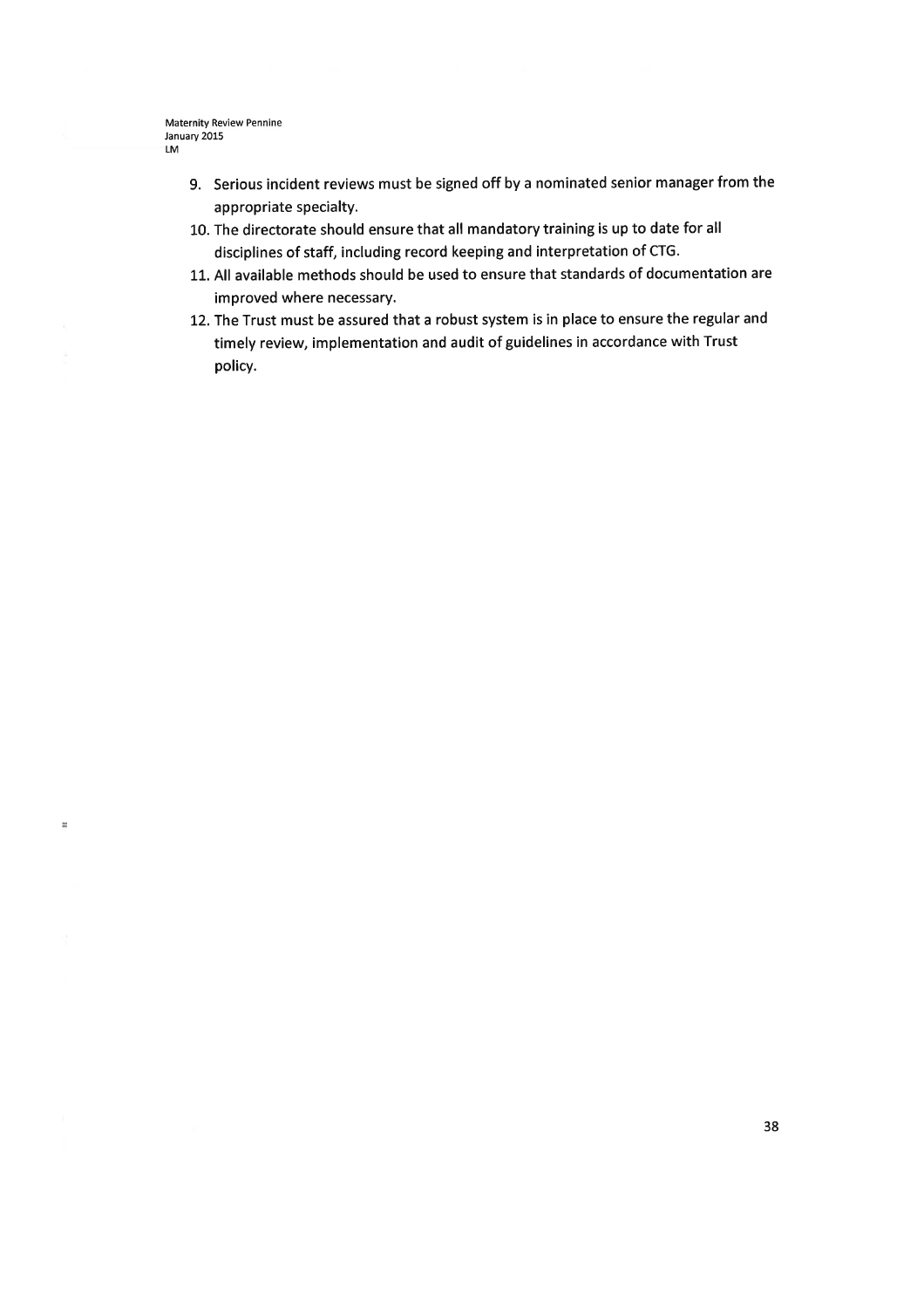9. Serious incident reviews must be signed off by a nominated senior manager from the appropriate specialty.
10. The directorate should ensure that all mandatory training is up to date for all disciplines of staff, including record keeping and interpretation of CTG.
11. All available methods should be used to ensure that standards of documentation are improved where necessary.
12. The Trust must be assured that a robust system is in place to ensure the regular and timely review, implementation and audit of guidelines in accordance with Trust policy.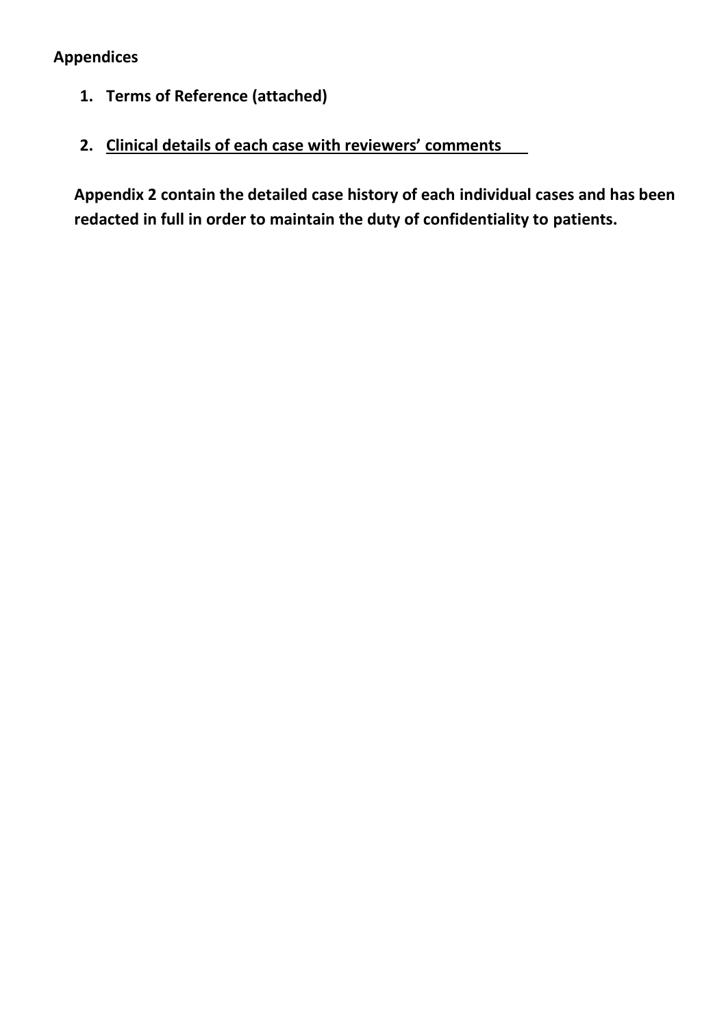## Appendices

1. **Terms of Reference (attached)**

2. **Clinical details of each case with reviewers' comments**

**Appendix 2 contain the detailed case history of each individual cases and has been redacted in full in order to maintain the duty of confidentiality to patients.**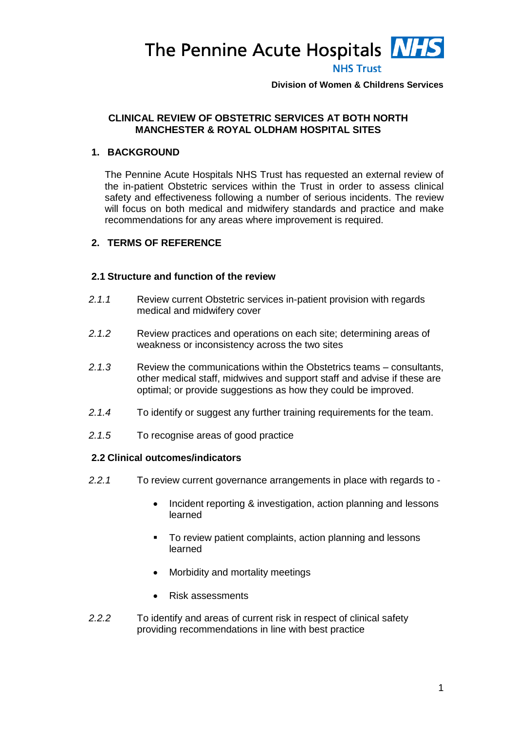The Pennine Acute Hospitals NHS Trust

**Division of Women & Childrens Services**

## CLINICAL REVIEW OF OBSTETRIC SERVICES AT BOTH NORTH MANCHESTER & ROYAL OLDHAM HOSPITAL SITES

### 1. BACKGROUND

The Pennine Acute Hospitals NHS Trust has requested an external review of the in-patient Obstetric services within the Trust in order to assess clinical safety and effectiveness following a number of serious incidents. The review will focus on both medical and midwifery standards and practice and make recommendations for any areas where improvement is required.

### 2. TERMS OF REFERENCE

#### 2.1 Structure and function of the review

*2.1.1* Review current Obstetric services in-patient provision with regards medical and midwifery cover

*2.1.2* Review practices and operations on each site; determining areas of weakness or inconsistency across the two sites

*2.1.3* Review the communications within the Obstetrics teams – consultants, other medical staff, midwives and support staff and advise if these are optimal; or provide suggestions as how they could be improved.

*2.1.4* To identify or suggest any further training requirements for the team.

*2.1.5* To recognise areas of good practice

#### 2.2 Clinical outcomes/indicators

*2.2.1* To review current governance arrangements in place with regards to -

- Incident reporting & investigation, action planning and lessons learned
- To review patient complaints, action planning and lessons learned
- Morbidity and mortality meetings
- Risk assessments

*2.2.2* To identify and areas of current risk in respect of clinical safety providing recommendations in line with best practice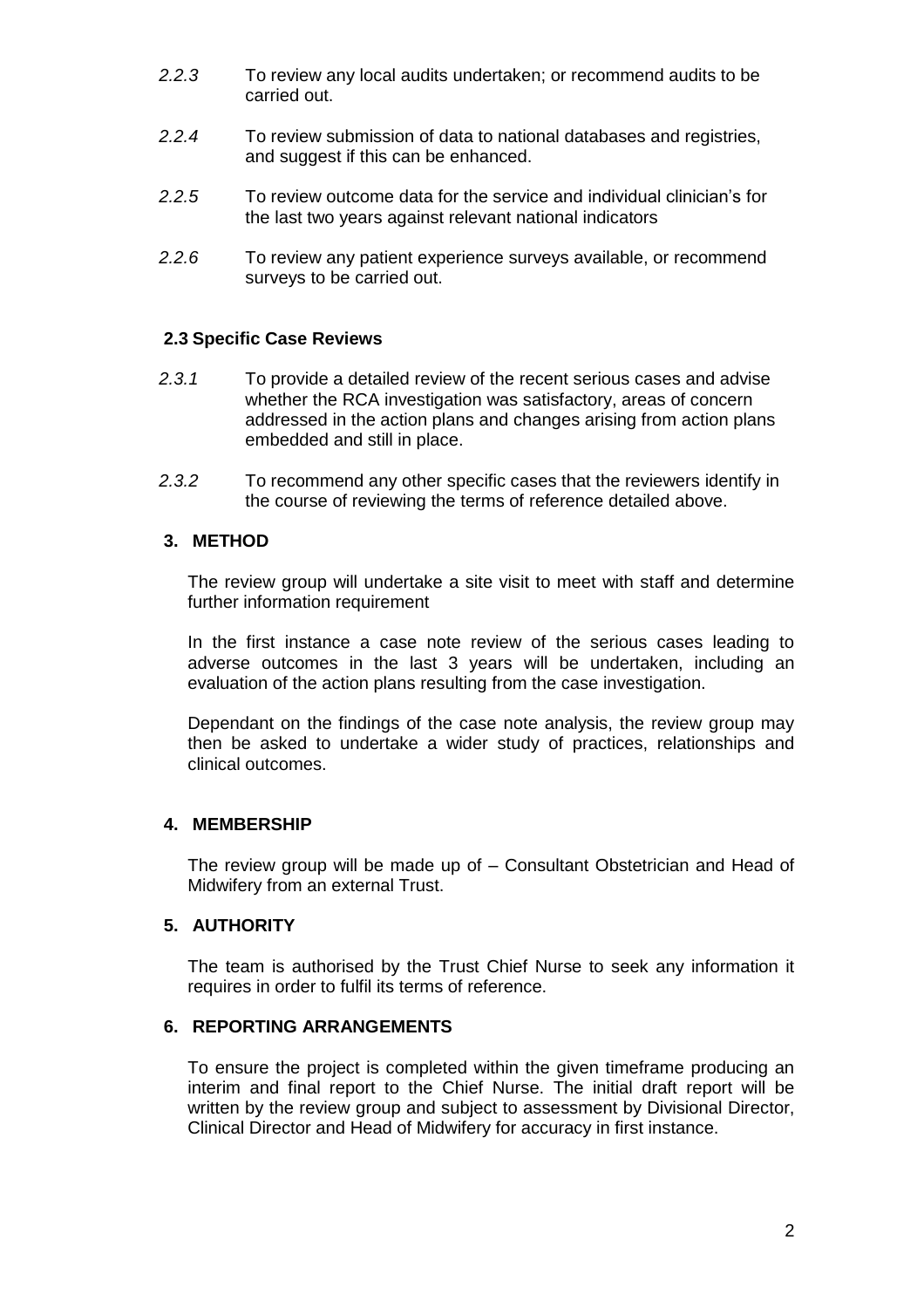*2.2.3* To review any local audits undertaken; or recommend audits to be carried out.

*2.2.4* To review submission of data to national databases and registries, and suggest if this can be enhanced.

*2.2.5* To review outcome data for the service and individual clinician's for the last two years against relevant national indicators

*2.2.6* To review any patient experience surveys available, or recommend surveys to be carried out.

### 2.3 Specific Case Reviews

*2.3.1* To provide a detailed review of the recent serious cases and advise whether the RCA investigation was satisfactory, areas of concern addressed in the action plans and changes arising from action plans embedded and still in place.

*2.3.2* To recommend any other specific cases that the reviewers identify in the course of reviewing the terms of reference detailed above.

## 3. METHOD

The review group will undertake a site visit to meet with staff and determine further information requirement

In the first instance a case note review of the serious cases leading to adverse outcomes in the last 3 years will be undertaken, including an evaluation of the action plans resulting from the case investigation.

Dependant on the findings of the case note analysis, the review group may then be asked to undertake a wider study of practices, relationships and clinical outcomes.

## 4. MEMBERSHIP

The review group will be made up of – Consultant Obstetrician and Head of Midwifery from an external Trust.

## 5. AUTHORITY

The team is authorised by the Trust Chief Nurse to seek any information it requires in order to fulfil its terms of reference.

## 6. REPORTING ARRANGEMENTS

To ensure the project is completed within the given timeframe producing an interim and final report to the Chief Nurse. The initial draft report will be written by the review group and subject to assessment by Divisional Director, Clinical Director and Head of Midwifery for accuracy in first instance.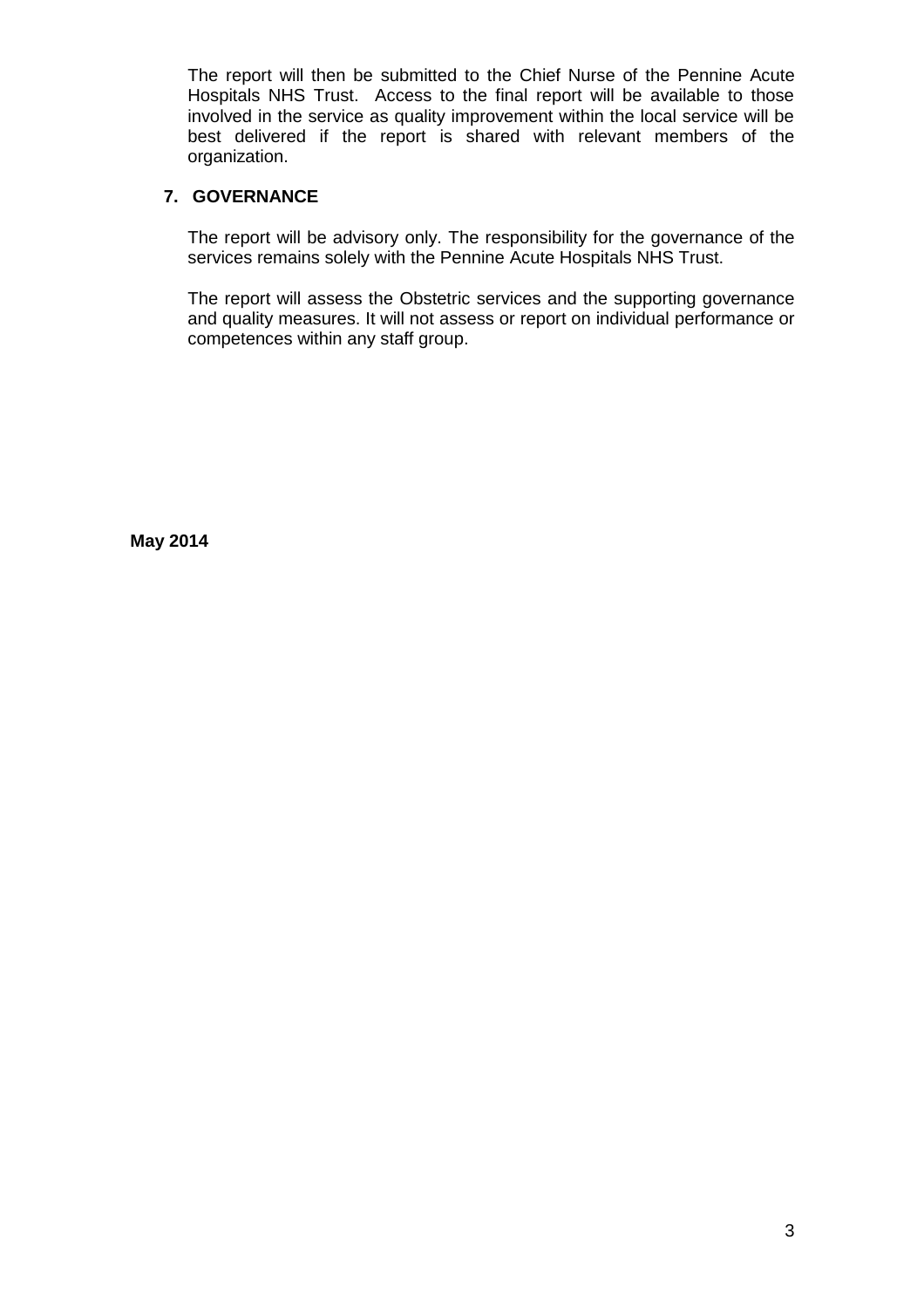The report will then be submitted to the Chief Nurse of the Pennine Acute Hospitals NHS Trust. Access to the final report will be available to those involved in the service as quality improvement within the local service will be best delivered if the report is shared with relevant members of the organization.

## 7. GOVERNANCE

The report will be advisory only. The responsibility for the governance of the services remains solely with the Pennine Acute Hospitals NHS Trust.

The report will assess the Obstetric services and the supporting governance and quality measures. It will not assess or report on individual performance or competences within any staff group.

**May 2014**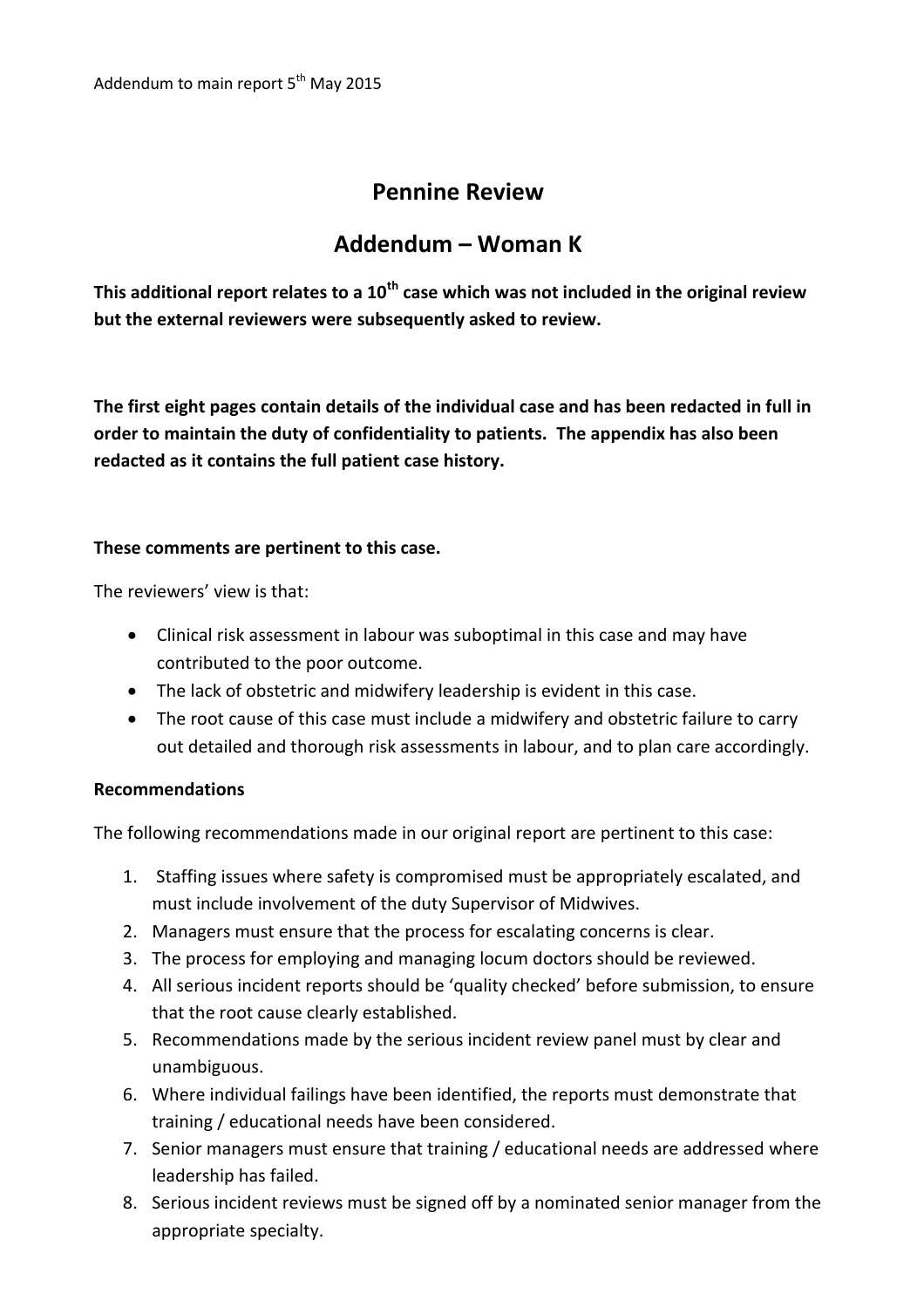Addendum to main report 5th May 2015

# Pennine Review

## Addendum – Woman K

**This additional report relates to a 10th case which was not included in the original review but the external reviewers were subsequently asked to review.**

**The first eight pages contain details of the individual case and has been redacted in full in order to maintain the duty of confidentiality to patients. The appendix has also been redacted as it contains the full patient case history.**

**These comments are pertinent to this case.**

The reviewers' view is that:

- Clinical risk assessment in labour was suboptimal in this case and may have contributed to the poor outcome.
- The lack of obstetric and midwifery leadership is evident in this case.
- The root cause of this case must include a midwifery and obstetric failure to carry out detailed and thorough risk assessments in labour, and to plan care accordingly.

**Recommendations**

The following recommendations made in our original report are pertinent to this case:

1. Staffing issues where safety is compromised must be appropriately escalated, and must include involvement of the duty Supervisor of Midwives.
2. Managers must ensure that the process for escalating concerns is clear.
3. The process for employing and managing locum doctors should be reviewed.
4. All serious incident reports should be 'quality checked' before submission, to ensure that the root cause clearly established.
5. Recommendations made by the serious incident review panel must by clear and unambiguous.
6. Where individual failings have been identified, the reports must demonstrate that training / educational needs have been considered.
7. Senior managers must ensure that training / educational needs are addressed where leadership has failed.
8. Serious incident reviews must be signed off by a nominated senior manager from the appropriate specialty.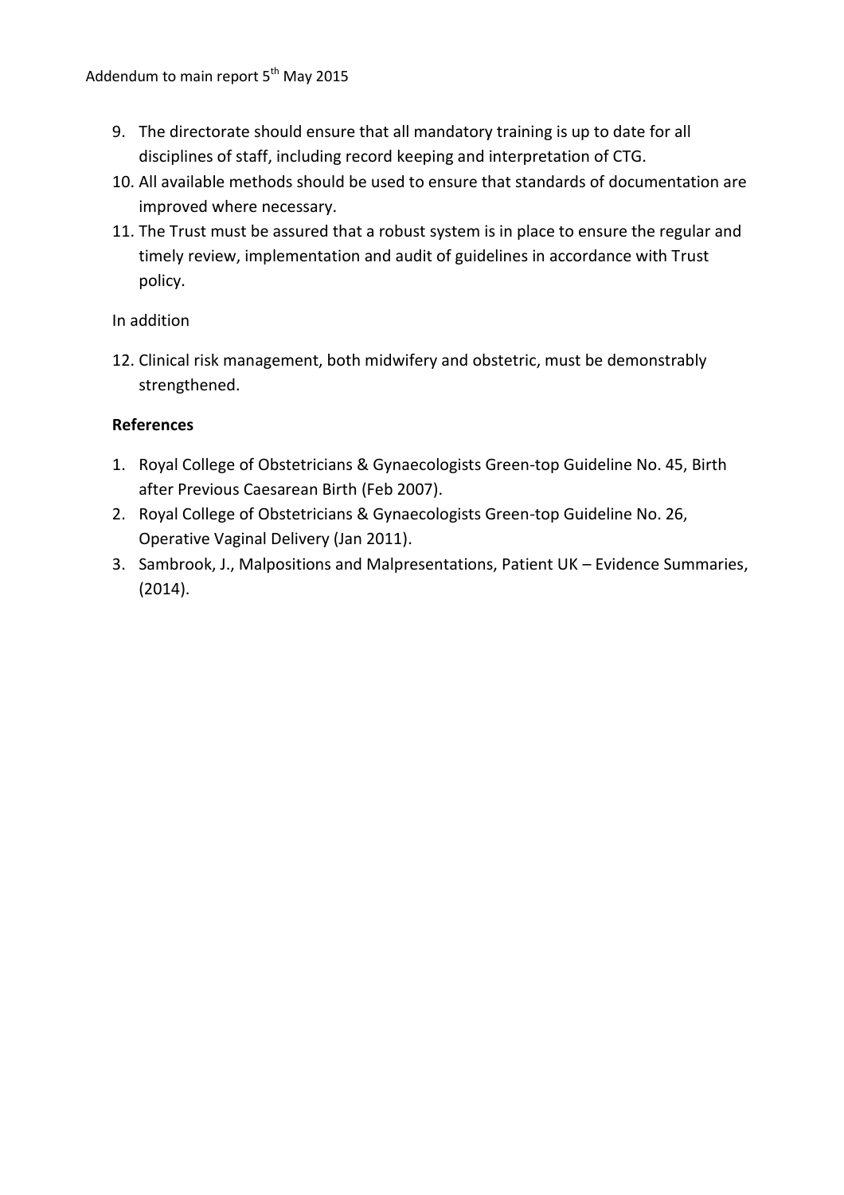9. The directorate should ensure that all mandatory training is up to date for all disciplines of staff, including record keeping and interpretation of CTG.
10. All available methods should be used to ensure that standards of documentation are improved where necessary.
11. The Trust must be assured that a robust system is in place to ensure the regular and timely review, implementation and audit of guidelines in accordance with Trust policy.

In addition

12. Clinical risk management, both midwifery and obstetric, must be demonstrably strengthened.

**References**

1. Royal College of Obstetricians & Gynaecologists Green-top Guideline No. 45, Birth after Previous Caesarean Birth (Feb 2007).
2. Royal College of Obstetricians & Gynaecologists Green-top Guideline No. 26, Operative Vaginal Delivery (Jan 2011).
3. Sambrook, J., Malpositions and Malpresentations, Patient UK – Evidence Summaries, (2014).